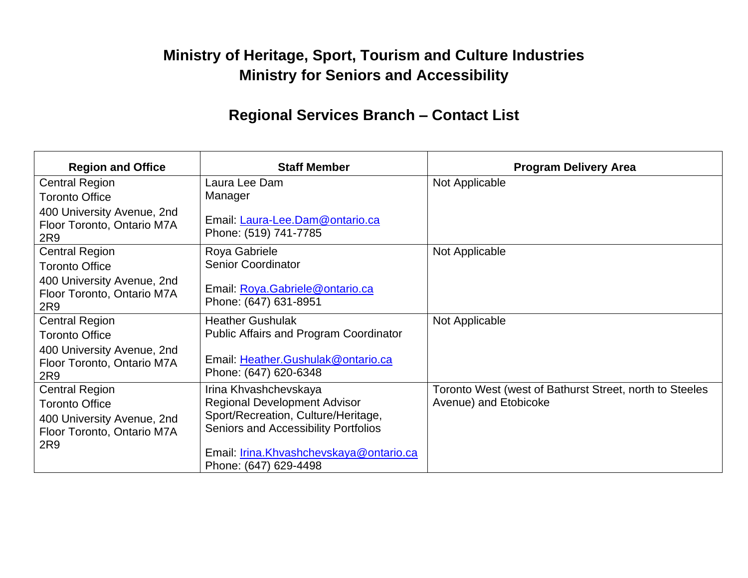# Ministry of Heritage, Sport, Tourism and Culture Industries
# Ministry for Seniors and Accessibility

## Regional Services Branch – Contact List

| Region and Office | Staff Member | Program Delivery Area |
|---|---|---|
| Central Region<br>Toronto Office<br>400 University Avenue, 2nd Floor Toronto, Ontario M7A 2R9 | Laura Lee Dam<br>Manager<br><br>Email: Laura-Lee.Dam@ontario.ca<br>Phone: (519) 741-7785 | Not Applicable |
| Central Region<br>Toronto Office<br>400 University Avenue, 2nd Floor Toronto, Ontario M7A 2R9 | Roya Gabriele<br>Senior Coordinator<br><br>Email: Roya.Gabriele@ontario.ca<br>Phone: (647) 631-8951 | Not Applicable |
| Central Region<br>Toronto Office<br>400 University Avenue, 2nd Floor Toronto, Ontario M7A 2R9 | Heather Gushulak<br>Public Affairs and Program Coordinator<br><br>Email: Heather.Gushulak@ontario.ca<br>Phone: (647) 620-6348 | Not Applicable |
| Central Region<br>Toronto Office<br>400 University Avenue, 2nd Floor Toronto, Ontario M7A 2R9 | Irina Khvashchevskaya<br>Regional Development Advisor<br>Sport/Recreation, Culture/Heritage, Seniors and Accessibility Portfolios<br><br>Email: Irina.Khvashchevskaya@ontario.ca<br>Phone: (647) 629-4498 | Toronto West (west of Bathurst Street, north to Steeles Avenue) and Etobicoke |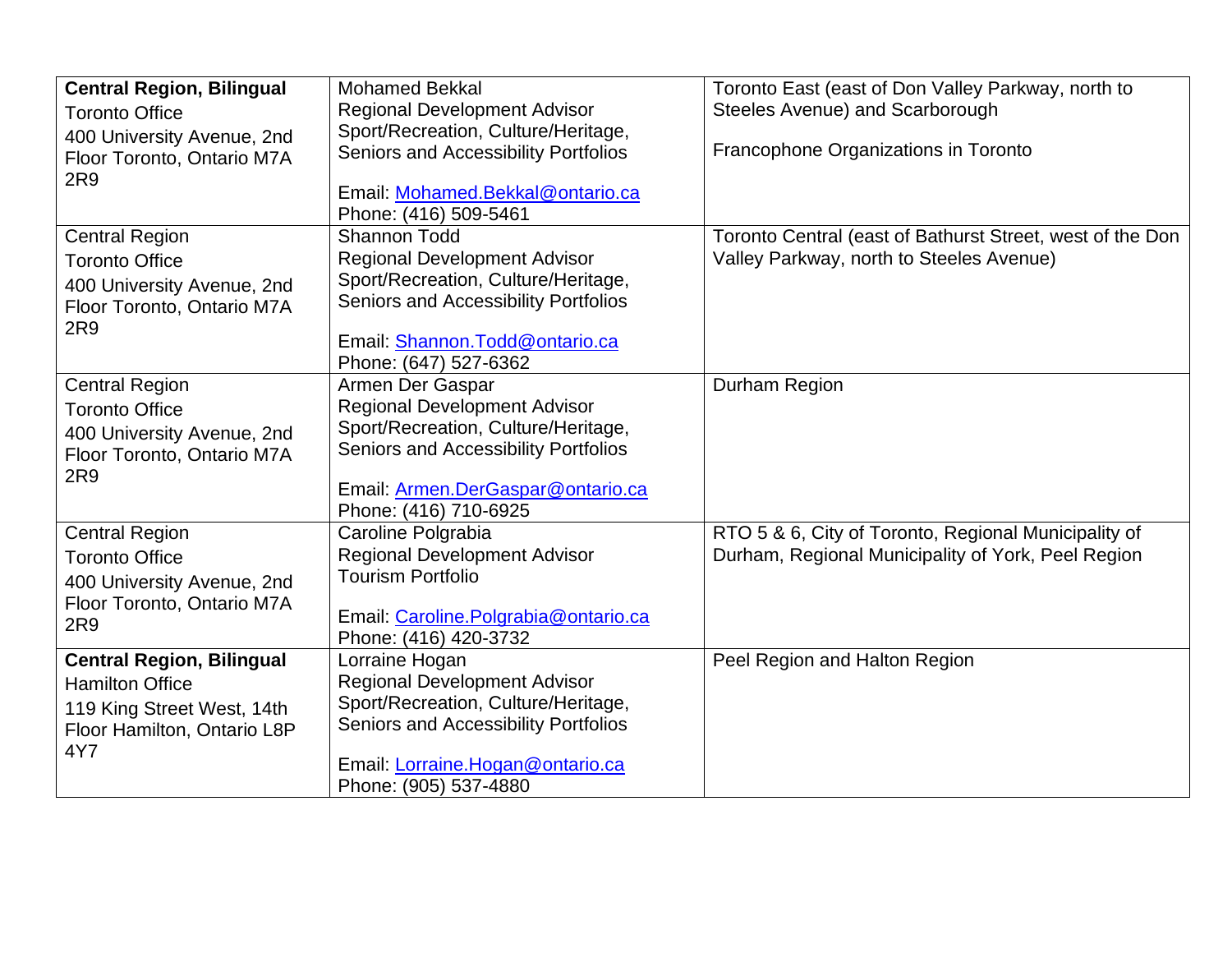| | | |
|---|---|---|
| **Central Region, Bilingual**<br>Toronto Office<br>400 University Avenue, 2nd Floor Toronto, Ontario M7A 2R9 | Mohamed Bekkal<br>Regional Development Advisor<br>Sport/Recreation, Culture/Heritage, Seniors and Accessibility Portfolios<br><br>Email: Mohamed.Bekkal@ontario.ca<br>Phone: (416) 509-5461 | Toronto East (east of Don Valley Parkway, north to Steeles Avenue) and Scarborough<br><br>Francophone Organizations in Toronto |
| Central Region<br>Toronto Office<br>400 University Avenue, 2nd Floor Toronto, Ontario M7A 2R9 | Shannon Todd<br>Regional Development Advisor<br>Sport/Recreation, Culture/Heritage, Seniors and Accessibility Portfolios<br><br>Email: Shannon.Todd@ontario.ca<br>Phone: (647) 527-6362 | Toronto Central (east of Bathurst Street, west of the Don Valley Parkway, north to Steeles Avenue) |
| Central Region<br>Toronto Office<br>400 University Avenue, 2nd Floor Toronto, Ontario M7A 2R9 | Armen Der Gaspar<br>Regional Development Advisor<br>Sport/Recreation, Culture/Heritage, Seniors and Accessibility Portfolios<br><br>Email: Armen.DerGaspar@ontario.ca<br>Phone: (416) 710-6925 | Durham Region |
| Central Region<br>Toronto Office<br>400 University Avenue, 2nd Floor Toronto, Ontario M7A 2R9 | Caroline Polgrabia<br>Regional Development Advisor<br>Tourism Portfolio<br><br>Email: Caroline.Polgrabia@ontario.ca<br>Phone: (416) 420-3732 | RTO 5 & 6, City of Toronto, Regional Municipality of Durham, Regional Municipality of York, Peel Region |
| **Central Region, Bilingual**<br>Hamilton Office<br>119 King Street West, 14th Floor Hamilton, Ontario L8P 4Y7 | Lorraine Hogan<br>Regional Development Advisor<br>Sport/Recreation, Culture/Heritage, Seniors and Accessibility Portfolios<br><br>Email: Lorraine.Hogan@ontario.ca<br>Phone: (905) 537-4880 | Peel Region and Halton Region |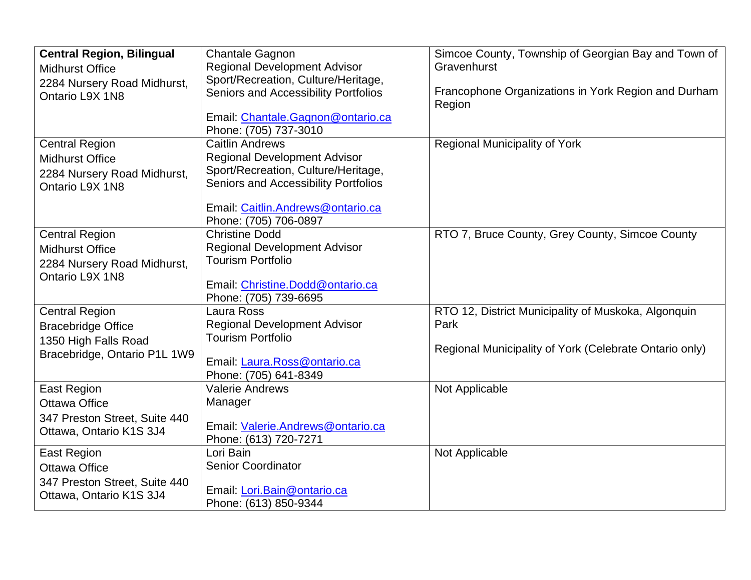| **Central Region, Bilingual**<br>Midhurst Office<br>2284 Nursery Road Midhurst, Ontario L9X 1N8 | Chantale Gagnon<br>Regional Development Advisor<br>Sport/Recreation, Culture/Heritage, Seniors and Accessibility Portfolios<br><br>Email: Chantale.Gagnon@ontario.ca<br>Phone: (705) 737-3010 | Simcoe County, Township of Georgian Bay and Town of Gravenhurst<br><br>Francophone Organizations in York Region and Durham Region |
|---|---|---|
| Central Region<br>Midhurst Office<br>2284 Nursery Road Midhurst, Ontario L9X 1N8 | Caitlin Andrews<br>Regional Development Advisor<br>Sport/Recreation, Culture/Heritage, Seniors and Accessibility Portfolios<br><br>Email: Caitlin.Andrews@ontario.ca<br>Phone: (705) 706-0897 | Regional Municipality of York |
| Central Region<br>Midhurst Office<br>2284 Nursery Road Midhurst, Ontario L9X 1N8 | Christine Dodd<br>Regional Development Advisor<br>Tourism Portfolio<br><br>Email: Christine.Dodd@ontario.ca<br>Phone: (705) 739-6695 | RTO 7, Bruce County, Grey County, Simcoe County |
| Central Region<br>Bracebridge Office<br>1350 High Falls Road<br>Bracebridge, Ontario P1L 1W9 | Laura Ross<br>Regional Development Advisor<br>Tourism Portfolio<br><br>Email: Laura.Ross@ontario.ca<br>Phone: (705) 641-8349 | RTO 12, District Municipality of Muskoka, Algonquin Park<br><br>Regional Municipality of York (Celebrate Ontario only) |
| East Region<br>Ottawa Office<br>347 Preston Street, Suite 440<br>Ottawa, Ontario K1S 3J4 | Valerie Andrews<br>Manager<br><br>Email: Valerie.Andrews@ontario.ca<br>Phone: (613) 720-7271 | Not Applicable |
| East Region<br>Ottawa Office<br>347 Preston Street, Suite 440<br>Ottawa, Ontario K1S 3J4 | Lori Bain<br>Senior Coordinator<br><br>Email: Lori.Bain@ontario.ca<br>Phone: (613) 850-9344 | Not Applicable |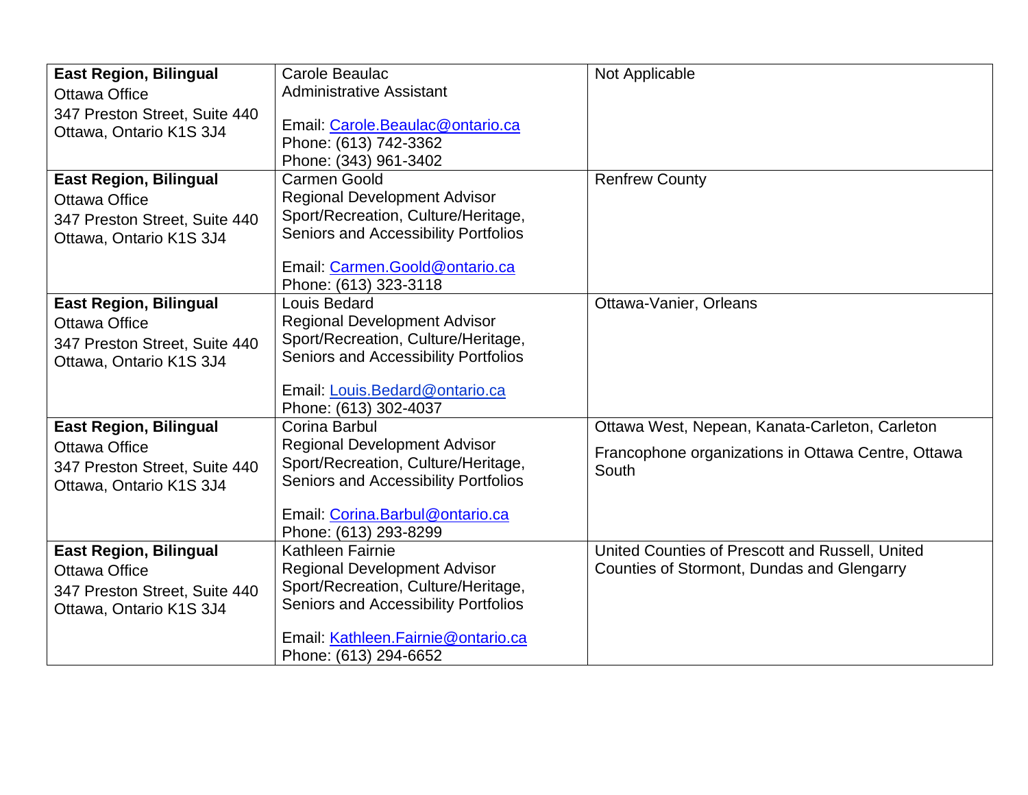| | | |
|---|---|---|
| **East Region, Bilingual**<br>Ottawa Office<br>347 Preston Street, Suite 440<br>Ottawa, Ontario K1S 3J4 | Carole Beaulac<br>Administrative Assistant<br><br>Email: Carole.Beaulac@ontario.ca<br>Phone: (613) 742-3362<br>Phone: (343) 961-3402 | Not Applicable |
| **East Region, Bilingual**<br>Ottawa Office<br>347 Preston Street, Suite 440<br>Ottawa, Ontario K1S 3J4 | Carmen Goold<br>Regional Development Advisor<br>Sport/Recreation, Culture/Heritage, Seniors and Accessibility Portfolios<br><br>Email: Carmen.Goold@ontario.ca<br>Phone: (613) 323-3118 | Renfrew County |
| **East Region, Bilingual**<br>Ottawa Office<br>347 Preston Street, Suite 440<br>Ottawa, Ontario K1S 3J4 | Louis Bedard<br>Regional Development Advisor<br>Sport/Recreation, Culture/Heritage, Seniors and Accessibility Portfolios<br><br>Email: Louis.Bedard@ontario.ca<br>Phone: (613) 302-4037 | Ottawa-Vanier, Orleans |
| **East Region, Bilingual**<br>Ottawa Office<br>347 Preston Street, Suite 440<br>Ottawa, Ontario K1S 3J4 | Corina Barbul<br>Regional Development Advisor<br>Sport/Recreation, Culture/Heritage, Seniors and Accessibility Portfolios<br><br>Email: Corina.Barbul@ontario.ca<br>Phone: (613) 293-8299 | Ottawa West, Nepean, Kanata-Carleton, Carleton<br><br>Francophone organizations in Ottawa Centre, Ottawa South |
| **East Region, Bilingual**<br>Ottawa Office<br>347 Preston Street, Suite 440<br>Ottawa, Ontario K1S 3J4 | Kathleen Fairnie<br>Regional Development Advisor<br>Sport/Recreation, Culture/Heritage, Seniors and Accessibility Portfolios<br><br>Email: Kathleen.Fairnie@ontario.ca<br>Phone: (613) 294-6652 | United Counties of Prescott and Russell, United Counties of Stormont, Dundas and Glengarry |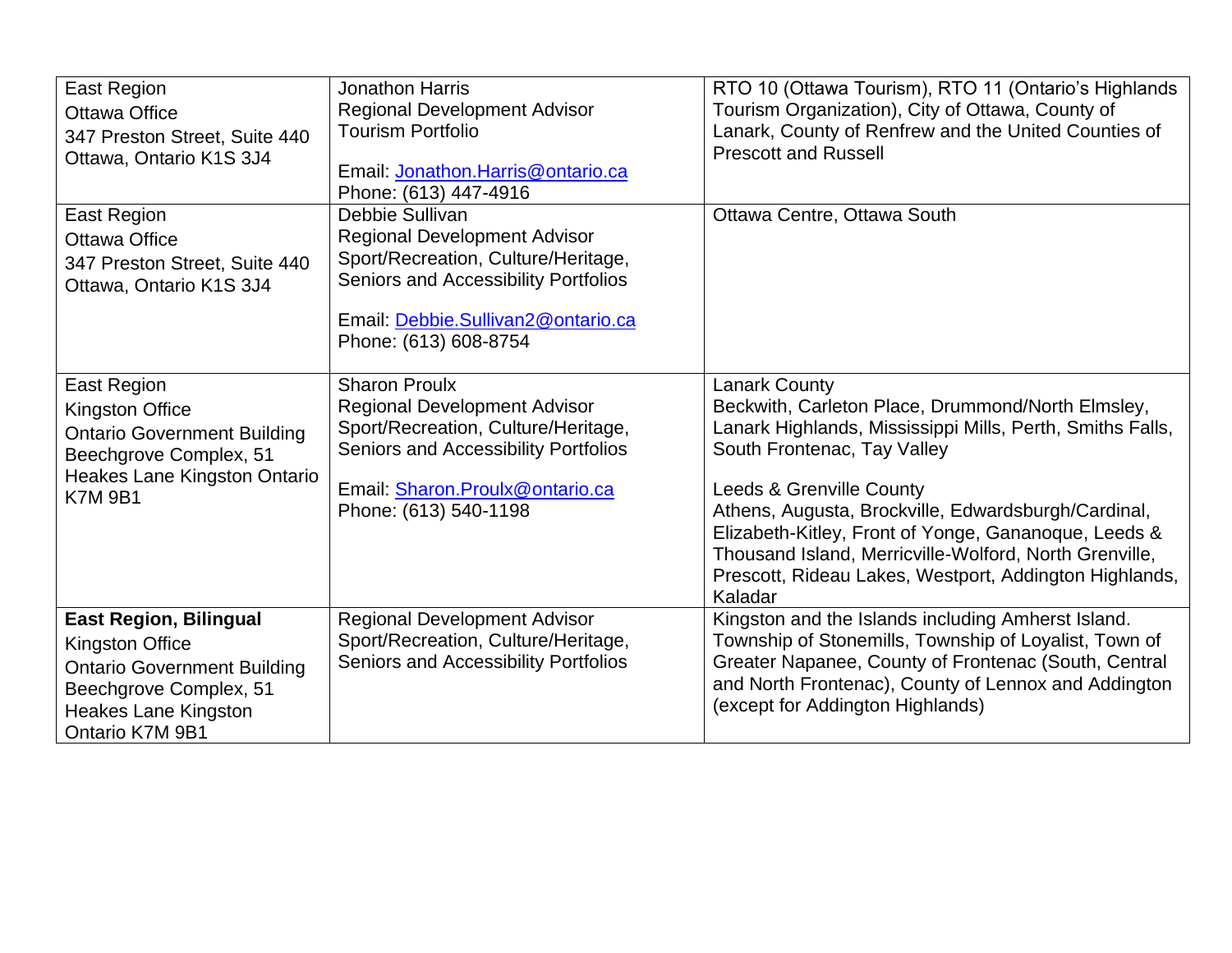| East Region<br>Ottawa Office<br>347 Preston Street, Suite 440<br>Ottawa, Ontario K1S 3J4 | Jonathon Harris<br>Regional Development Advisor<br>Tourism Portfolio<br><br>Email: Jonathon.Harris@ontario.ca<br>Phone: (613) 447-4916 | RTO 10 (Ottawa Tourism), RTO 11 (Ontario's Highlands Tourism Organization), City of Ottawa, County of Lanark, County of Renfrew and the United Counties of Prescott and Russell |
|---|---|---|
| East Region<br>Ottawa Office<br>347 Preston Street, Suite 440<br>Ottawa, Ontario K1S 3J4 | Debbie Sullivan<br>Regional Development Advisor<br>Sport/Recreation, Culture/Heritage, Seniors and Accessibility Portfolios<br><br>Email: Debbie.Sullivan2@ontario.ca<br>Phone: (613) 608-8754 | Ottawa Centre, Ottawa South |
| East Region<br>Kingston Office<br>Ontario Government Building Beechgrove Complex, 51 Heakes Lane Kingston Ontario K7M 9B1 | Sharon Proulx<br>Regional Development Advisor<br>Sport/Recreation, Culture/Heritage, Seniors and Accessibility Portfolios<br><br>Email: Sharon.Proulx@ontario.ca<br>Phone: (613) 540-1198 | Lanark County<br>Beckwith, Carleton Place, Drummond/North Elmsley, Lanark Highlands, Mississippi Mills, Perth, Smiths Falls, South Frontenac, Tay Valley<br><br>Leeds & Grenville County<br>Athens, Augusta, Brockville, Edwardsburgh/Cardinal, Elizabeth-Kitley, Front of Yonge, Gananoque, Leeds & Thousand Island, Merricville-Wolford, North Grenville, Prescott, Rideau Lakes, Westport, Addington Highlands, Kaladar |
| **East Region, Bilingual**<br>Kingston Office<br>Ontario Government Building Beechgrove Complex, 51 Heakes Lane Kingston Ontario K7M 9B1 | Regional Development Advisor<br>Sport/Recreation, Culture/Heritage, Seniors and Accessibility Portfolios | Kingston and the Islands including Amherst Island. Township of Stonemills, Township of Loyalist, Town of Greater Napanee, County of Frontenac (South, Central and North Frontenac), County of Lennox and Addington (except for Addington Highlands) |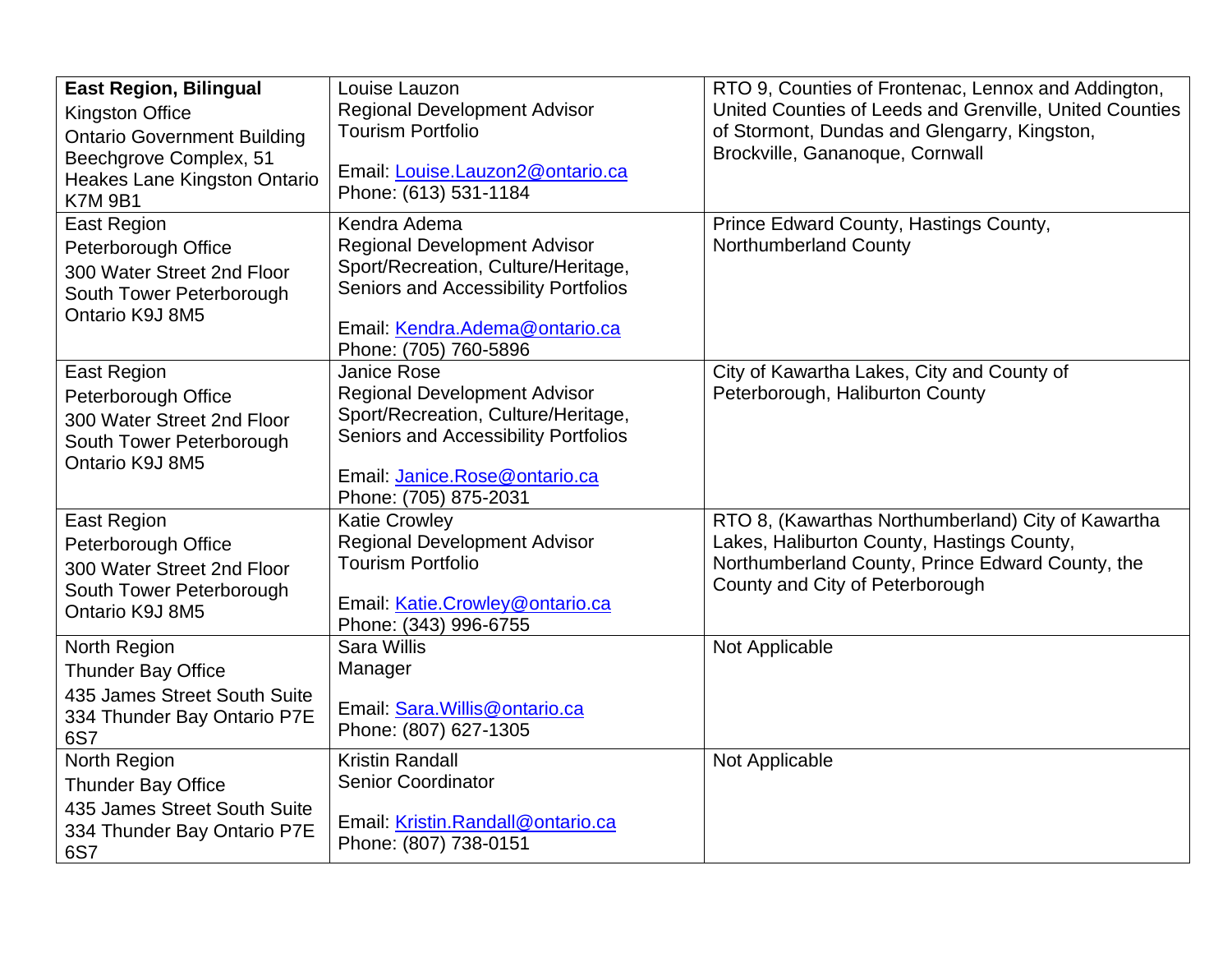| **East Region, Bilingual** Kingston Office Ontario Government Building Beechgrove Complex, 51 Heakes Lane Kingston Ontario K7M 9B1 | Louise Lauzon Regional Development Advisor Tourism Portfolio<br><br>Email: Louise.Lauzon2@ontario.ca Phone: (613) 531-1184 | RTO 9, Counties of Frontenac, Lennox and Addington, United Counties of Leeds and Grenville, United Counties of Stormont, Dundas and Glengarry, Kingston, Brockville, Gananoque, Cornwall |
|---|---|---|
| East Region Peterborough Office 300 Water Street 2nd Floor South Tower Peterborough Ontario K9J 8M5 | Kendra Adema Regional Development Advisor Sport/Recreation, Culture/Heritage, Seniors and Accessibility Portfolios<br><br>Email: Kendra.Adema@ontario.ca Phone: (705) 760-5896 | Prince Edward County, Hastings County, Northumberland County |
| East Region Peterborough Office 300 Water Street 2nd Floor South Tower Peterborough Ontario K9J 8M5 | Janice Rose Regional Development Advisor Sport/Recreation, Culture/Heritage, Seniors and Accessibility Portfolios<br><br>Email: Janice.Rose@ontario.ca Phone: (705) 875-2031 | City of Kawartha Lakes, City and County of Peterborough, Haliburton County |
| East Region Peterborough Office 300 Water Street 2nd Floor South Tower Peterborough Ontario K9J 8M5 | Katie Crowley Regional Development Advisor Tourism Portfolio<br><br>Email: Katie.Crowley@ontario.ca Phone: (343) 996-6755 | RTO 8, (Kawarthas Northumberland) City of Kawartha Lakes, Haliburton County, Hastings County, Northumberland County, Prince Edward County, the County and City of Peterborough |
| North Region Thunder Bay Office 435 James Street South Suite 334 Thunder Bay Ontario P7E 6S7 | Sara Willis Manager<br><br>Email: Sara.Willis@ontario.ca Phone: (807) 627-1305 | Not Applicable |
| North Region Thunder Bay Office 435 James Street South Suite 334 Thunder Bay Ontario P7E 6S7 | Kristin Randall Senior Coordinator<br><br>Email: Kristin.Randall@ontario.ca Phone: (807) 738-0151 | Not Applicable |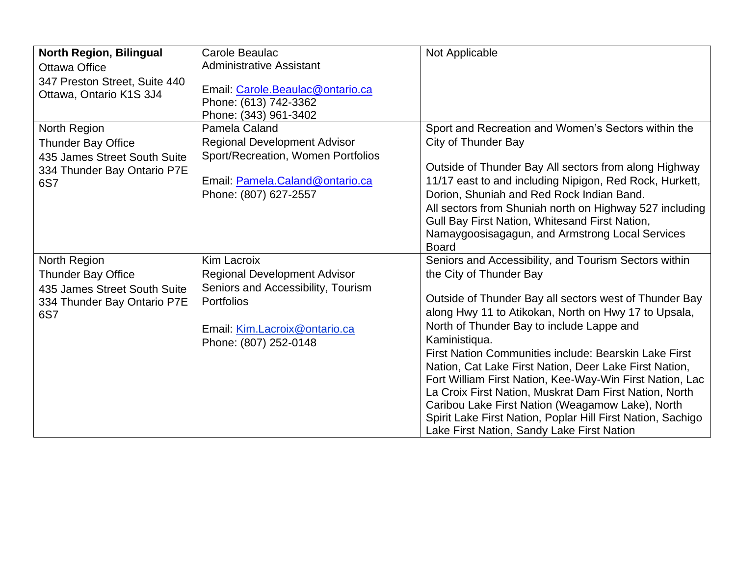| **North Region, Bilingual**<br>Ottawa Office<br>347 Preston Street, Suite 440 Ottawa, Ontario K1S 3J4 | Carole Beaulac<br>Administrative Assistant<br><br>Email: Carole.Beaulac@ontario.ca<br>Phone: (613) 742-3362<br>Phone: (343) 961-3402 | Not Applicable |
|---|---|---|
| North Region<br>Thunder Bay Office<br>435 James Street South Suite 334 Thunder Bay Ontario P7E 6S7 | Pamela Caland<br>Regional Development Advisor<br>Sport/Recreation, Women Portfolios<br><br>Email: Pamela.Caland@ontario.ca<br>Phone: (807) 627-2557 | Sport and Recreation and Women's Sectors within the City of Thunder Bay<br><br>Outside of Thunder Bay All sectors from along Highway 11/17 east to and including Nipigon, Red Rock, Hurkett, Dorion, Shuniah and Red Rock Indian Band.<br>All sectors from Shuniah north on Highway 527 including Gull Bay First Nation, Whitesand First Nation, Namaygoosisagagun, and Armstrong Local Services Board |
| North Region<br>Thunder Bay Office<br>435 James Street South Suite 334 Thunder Bay Ontario P7E 6S7 | Kim Lacroix<br>Regional Development Advisor<br>Seniors and Accessibility, Tourism Portfolios<br><br>Email: Kim.Lacroix@ontario.ca<br>Phone: (807) 252-0148 | Seniors and Accessibility, and Tourism Sectors within the City of Thunder Bay<br><br>Outside of Thunder Bay all sectors west of Thunder Bay along Hwy 11 to Atikokan, North on Hwy 17 to Upsala, North of Thunder Bay to include Lappe and Kaministiqua.<br>First Nation Communities include: Bearskin Lake First Nation, Cat Lake First Nation, Deer Lake First Nation, Fort William First Nation, Kee-Way-Win First Nation, Lac La Croix First Nation, Muskrat Dam First Nation, North Caribou Lake First Nation (Weagamow Lake), North Spirit Lake First Nation, Poplar Hill First Nation, Sachigo Lake First Nation, Sandy Lake First Nation |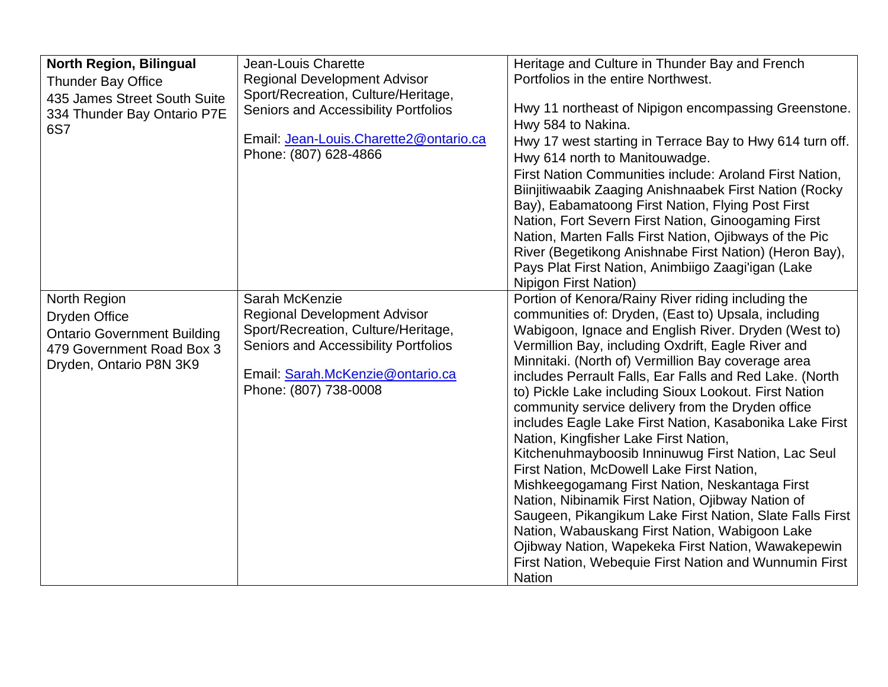| **North Region, Bilingual** Thunder Bay Office 435 James Street South Suite 334 Thunder Bay Ontario P7E 6S7 | Jean-Louis Charette Regional Development Advisor Sport/Recreation, Culture/Heritage, Seniors and Accessibility Portfolios<br><br>Email: Jean-Louis.Charette2@ontario.ca Phone: (807) 628-4866 | Heritage and Culture in Thunder Bay and French Portfolios in the entire Northwest.<br><br>Hwy 11 northeast of Nipigon encompassing Greenstone. Hwy 584 to Nakina. Hwy 17 west starting in Terrace Bay to Hwy 614 turn off. Hwy 614 north to Manitouwadge. First Nation Communities include: Aroland First Nation, Biinjitiwaabik Zaaging Anishnaabek First Nation (Rocky Bay), Eabamatoong First Nation, Flying Post First Nation, Fort Severn First Nation, Ginoogaming First Nation, Marten Falls First Nation, Ojibways of the Pic River (Begetikong Anishnabe First Nation) (Heron Bay), Pays Plat First Nation, Animbiigo Zaagi'igan (Lake Nipigon First Nation) |
|---|---|---|
| North Region Dryden Office Ontario Government Building 479 Government Road Box 3 Dryden, Ontario P8N 3K9 | Sarah McKenzie Regional Development Advisor Sport/Recreation, Culture/Heritage, Seniors and Accessibility Portfolios<br><br>Email: Sarah.McKenzie@ontario.ca Phone: (807) 738-0008 | Portion of Kenora/Rainy River riding including the communities of: Dryden, (East to) Upsala, including Wabigoon, Ignace and English River. Dryden (West to) Vermillion Bay, including Oxdrift, Eagle River and Minnitaki. (North of) Vermillion Bay coverage area includes Perrault Falls, Ear Falls and Red Lake. (North to) Pickle Lake including Sioux Lookout. First Nation community service delivery from the Dryden office includes Eagle Lake First Nation, Kasabonika Lake First Nation, Kingfisher Lake First Nation, Kitchenuhmaykoosib Inninuwug First Nation, Lac Seul First Nation, McDowell Lake First Nation, Mishkeegogamang First Nation, Neskantaga First Nation, Nibinamik First Nation, Ojibway Nation of Saugeen, Pikangikum Lake First Nation, Slate Falls First Nation, Wabauskang First Nation, Wabigoon Lake Ojibway Nation, Wapekeka First Nation, Wawakepewin First Nation, Webequie First Nation and Wunnumin First Nation |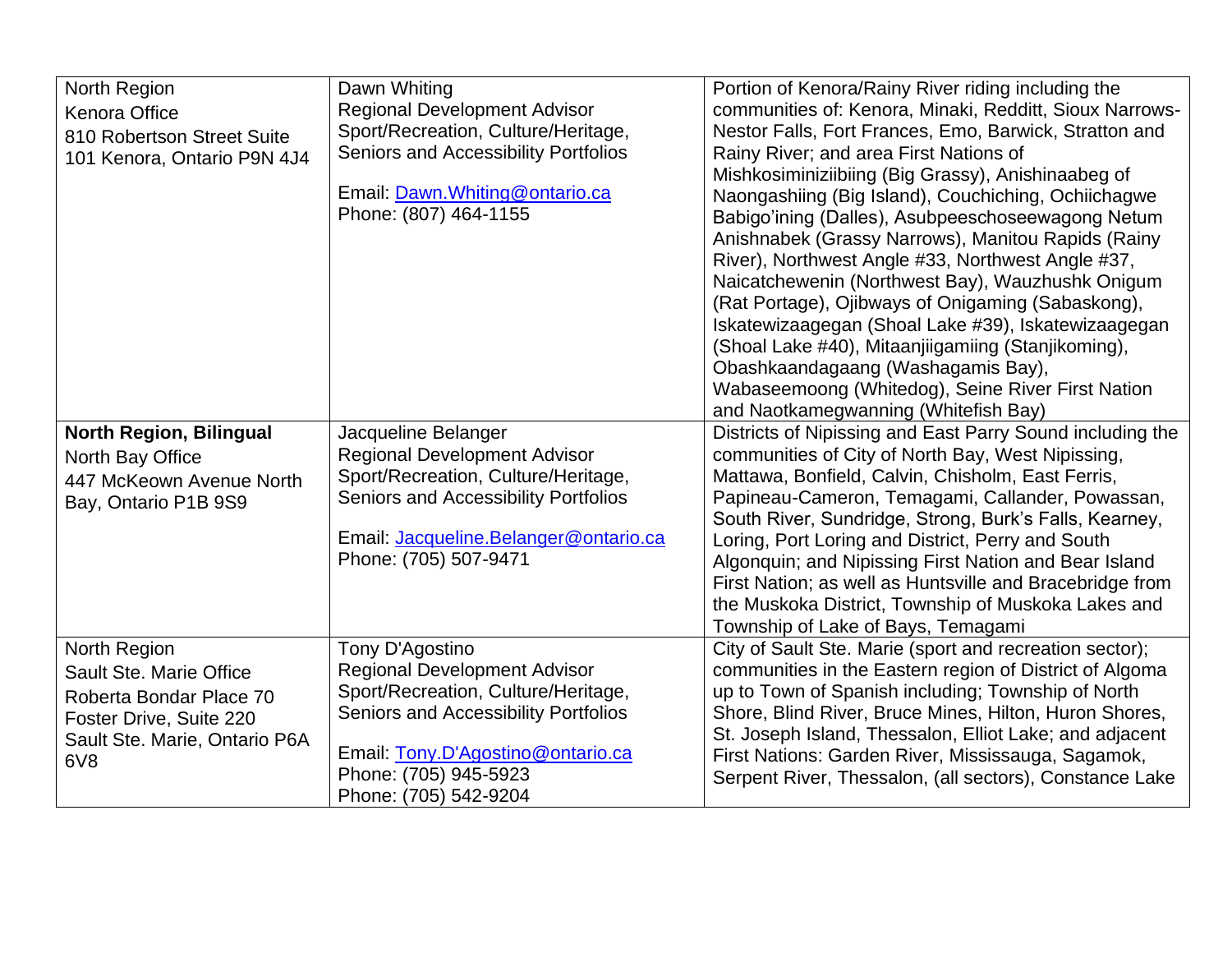| | | |
|---|---|---|
| North Region<br>Kenora Office<br>810 Robertson Street Suite 101 Kenora, Ontario P9N 4J4 | Dawn Whiting<br>Regional Development Advisor<br>Sport/Recreation, Culture/Heritage, Seniors and Accessibility Portfolios<br><br>Email: Dawn.Whiting@ontario.ca<br>Phone: (807) 464-1155 | Portion of Kenora/Rainy River riding including the communities of: Kenora, Minaki, Redditt, Sioux Narrows-Nestor Falls, Fort Frances, Emo, Barwick, Stratton and Rainy River; and area First Nations of Mishkosiminiziibiing (Big Grassy), Anishinaabeg of Naongashiing (Big Island), Couchiching, Ochiichagwe Babigo'ining (Dalles), Asubpeeschoseewagong Netum Anishnabek (Grassy Narrows), Manitou Rapids (Rainy River), Northwest Angle #33, Northwest Angle #37, Naicatchewenin (Northwest Bay), Wauzhushk Onigum (Rat Portage), Ojibways of Onigaming (Sabaskong), Iskatewizaagegan (Shoal Lake #39), Iskatewizaagegan (Shoal Lake #40), Mitaanjiigamiing (Stanjikoming), Obashkaandagaang (Washagamis Bay), Wabaseemoong (Whitedog), Seine River First Nation and Naotkamegwanning (Whitefish Bay) |
| **North Region, Bilingual**<br>North Bay Office<br>447 McKeown Avenue North Bay, Ontario P1B 9S9 | Jacqueline Belanger<br>Regional Development Advisor<br>Sport/Recreation, Culture/Heritage, Seniors and Accessibility Portfolios<br><br>Email: Jacqueline.Belanger@ontario.ca<br>Phone: (705) 507-9471 | Districts of Nipissing and East Parry Sound including the communities of City of North Bay, West Nipissing, Mattawa, Bonfield, Calvin, Chisholm, East Ferris, Papineau-Cameron, Temagami, Callander, Powassan, South River, Sundridge, Strong, Burk's Falls, Kearney, Loring, Port Loring and District, Perry and South Algonquin; and Nipissing First Nation and Bear Island First Nation; as well as Huntsville and Bracebridge from the Muskoka District, Township of Muskoka Lakes and Township of Lake of Bays, Temagami |
| North Region<br>Sault Ste. Marie Office<br>Roberta Bondar Place 70 Foster Drive, Suite 220<br>Sault Ste. Marie, Ontario P6A 6V8 | Tony D'Agostino<br>Regional Development Advisor<br>Sport/Recreation, Culture/Heritage, Seniors and Accessibility Portfolios<br><br>Email: Tony.D'Agostino@ontario.ca<br>Phone: (705) 945-5923<br>Phone: (705) 542-9204 | City of Sault Ste. Marie (sport and recreation sector); communities in the Eastern region of District of Algoma up to Town of Spanish including; Township of North Shore, Blind River, Bruce Mines, Hilton, Huron Shores, St. Joseph Island, Thessalon, Elliot Lake; and adjacent First Nations: Garden River, Mississauga, Sagamok, Serpent River, Thessalon, (all sectors), Constance Lake |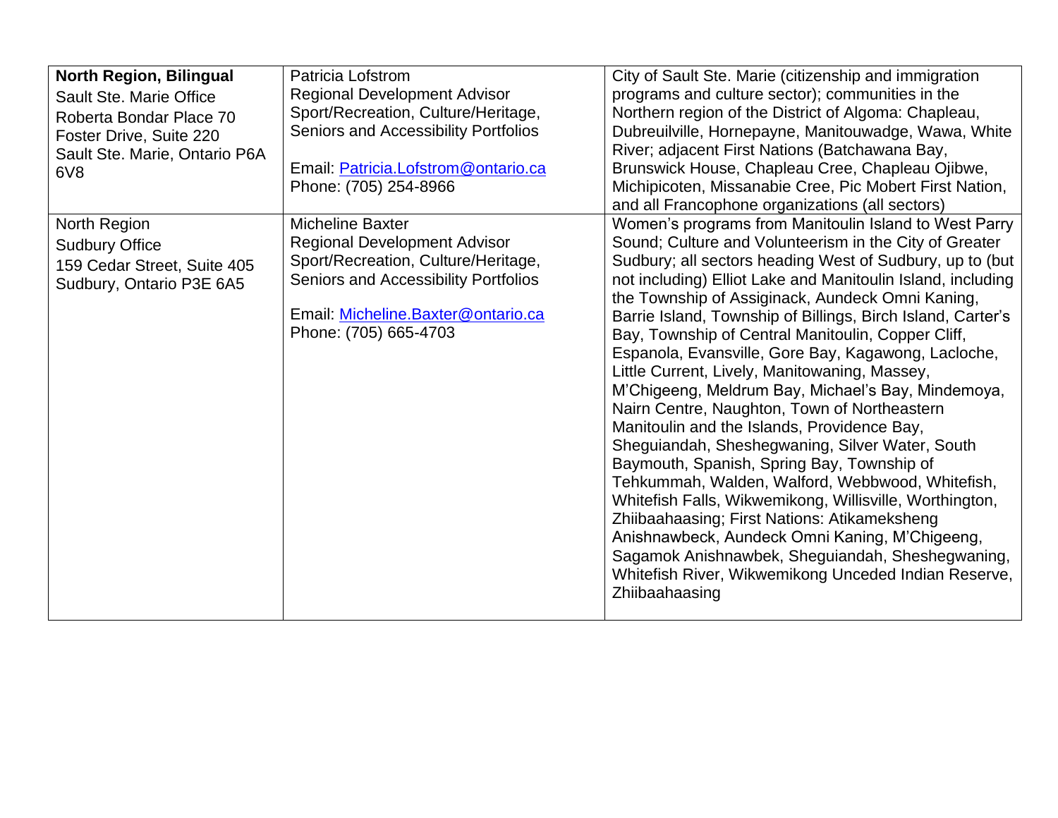| **North Region, Bilingual**<br>Sault Ste. Marie Office<br>Roberta Bondar Place 70 Foster Drive, Suite 220<br>Sault Ste. Marie, Ontario P6A 6V8 | Patricia Lofstrom<br>Regional Development Advisor<br>Sport/Recreation, Culture/Heritage, Seniors and Accessibility Portfolios<br><br>Email: Patricia.Lofstrom@ontario.ca<br>Phone: (705) 254-8966 | City of Sault Ste. Marie (citizenship and immigration programs and culture sector); communities in the Northern region of the District of Algoma: Chapleau, Dubreuilville, Hornepayne, Manitouwadge, Wawa, White River; adjacent First Nations (Batchawana Bay, Brunswick House, Chapleau Cree, Chapleau Ojibwe, Michipicoten, Missanabie Cree, Pic Mobert First Nation, and all Francophone organizations (all sectors) |
|---|---|---|
| North Region<br>Sudbury Office<br>159 Cedar Street, Suite 405<br>Sudbury, Ontario P3E 6A5 | Micheline Baxter<br>Regional Development Advisor<br>Sport/Recreation, Culture/Heritage, Seniors and Accessibility Portfolios<br><br>Email: Micheline.Baxter@ontario.ca<br>Phone: (705) 665-4703 | Women's programs from Manitoulin Island to West Parry Sound; Culture and Volunteerism in the City of Greater Sudbury; all sectors heading West of Sudbury, up to (but not including) Elliot Lake and Manitoulin Island, including the Township of Assiginack, Aundeck Omni Kaning, Barrie Island, Township of Billings, Birch Island, Carter's Bay, Township of Central Manitoulin, Copper Cliff, Espanola, Evansville, Gore Bay, Kagawong, Lacloche, Little Current, Lively, Manitowaning, Massey, M'Chigeeng, Meldrum Bay, Michael's Bay, Mindemoya, Nairn Centre, Naughton, Town of Northeastern Manitoulin and the Islands, Providence Bay, Sheguiandah, Sheshegwaning, Silver Water, South Baymouth, Spanish, Spring Bay, Township of Tehkummah, Walden, Walford, Webbwood, Whitefish, Whitefish Falls, Wikwemikong, Willisville, Worthington, Zhiibaahaasing; First Nations: Atikameksheng Anishnawbeck, Aundeck Omni Kaning, M'Chigeeng, Sagamok Anishnawbek, Sheguiandah, Sheshegwaning, Whitefish River, Wikwemikong Unceded Indian Reserve, Zhiibaahaasing |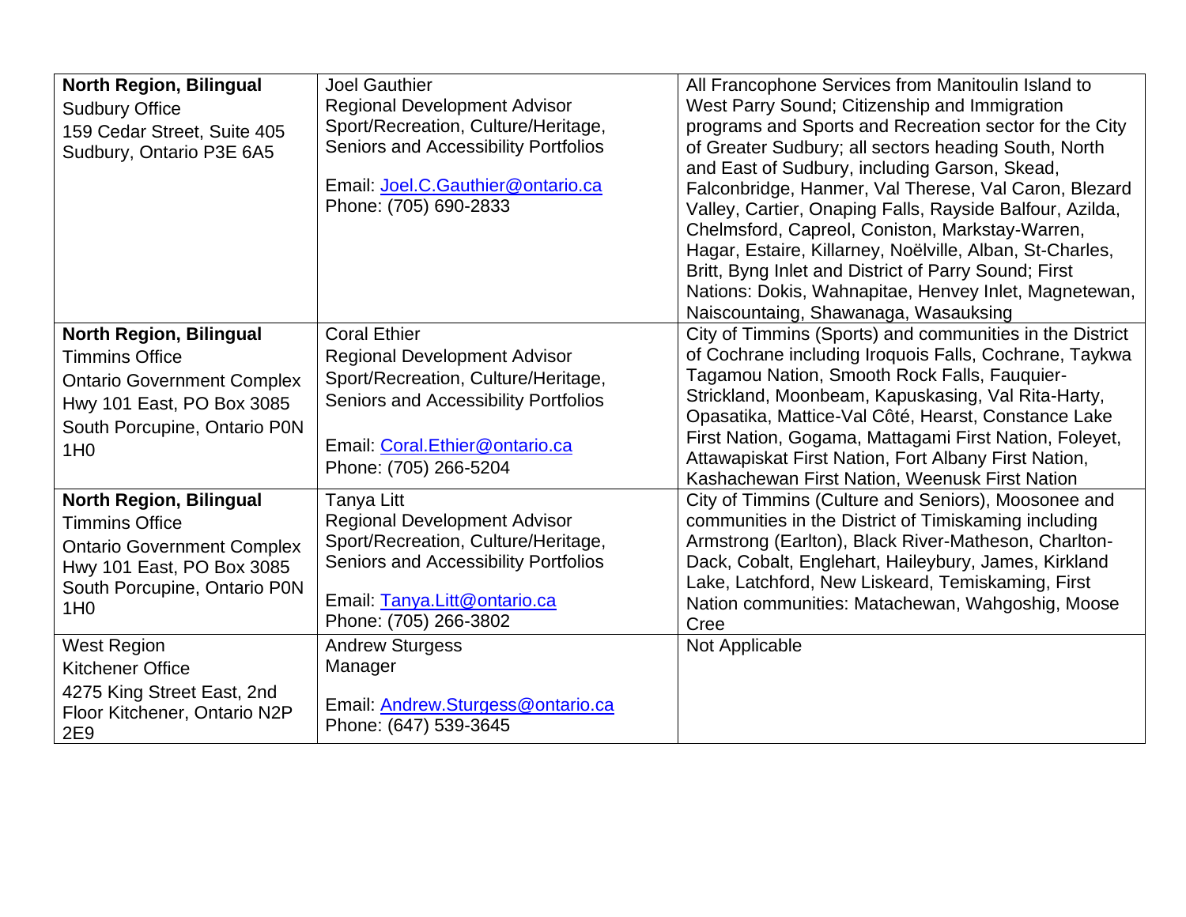| **North Region, Bilingual** Sudbury Office 159 Cedar Street, Suite 405 Sudbury, Ontario P3E 6A5 | Joel Gauthier Regional Development Advisor Sport/Recreation, Culture/Heritage, Seniors and Accessibility Portfolios Email: Joel.C.Gauthier@ontario.ca Phone: (705) 690-2833 | All Francophone Services from Manitoulin Island to West Parry Sound; Citizenship and Immigration programs and Sports and Recreation sector for the City of Greater Sudbury; all sectors heading South, North and East of Sudbury, including Garson, Skead, Falconbridge, Hanmer, Val Therese, Val Caron, Blezard Valley, Cartier, Onaping Falls, Rayside Balfour, Azilda, Chelmsford, Capreol, Coniston, Markstay-Warren, Hagar, Estaire, Killarney, Noëlville, Alban, St-Charles, Britt, Byng Inlet and District of Parry Sound; First Nations: Dokis, Wahnapitae, Henvey Inlet, Magnetewan, Naiscountaing, Shawanaga, Wasauksing |
|---|---|---|
| **North Region, Bilingual** Timmins Office Ontario Government Complex Hwy 101 East, PO Box 3085 South Porcupine, Ontario P0N 1H0 | Coral Ethier Regional Development Advisor Sport/Recreation, Culture/Heritage, Seniors and Accessibility Portfolios Email: Coral.Ethier@ontario.ca Phone: (705) 266-5204 | City of Timmins (Sports) and communities in the District of Cochrane including Iroquois Falls, Cochrane, Taykwa Tagamou Nation, Smooth Rock Falls, Fauquier-Strickland, Moonbeam, Kapuskasing, Val Rita-Harty, Opasatika, Mattice-Val Côté, Hearst, Constance Lake First Nation, Gogama, Mattagami First Nation, Foleyet, Attawapiskat First Nation, Fort Albany First Nation, Kashachewan First Nation, Weenusk First Nation |
| **North Region, Bilingual** Timmins Office Ontario Government Complex Hwy 101 East, PO Box 3085 South Porcupine, Ontario P0N 1H0 | Tanya Litt Regional Development Advisor Sport/Recreation, Culture/Heritage, Seniors and Accessibility Portfolios Email: Tanya.Litt@ontario.ca Phone: (705) 266-3802 | City of Timmins (Culture and Seniors), Moosonee and communities in the District of Timiskaming including Armstrong (Earlton), Black River-Matheson, Charlton-Dack, Cobalt, Englehart, Haileybury, James, Kirkland Lake, Latchford, New Liskeard, Temiskaming, First Nation communities: Matachewan, Wahgoshig, Moose Cree |
| West Region Kitchener Office 4275 King Street East, 2nd Floor Kitchener, Ontario N2P 2E9 | Andrew Sturgess Manager Email: Andrew.Sturgess@ontario.ca Phone: (647) 539-3645 | Not Applicable |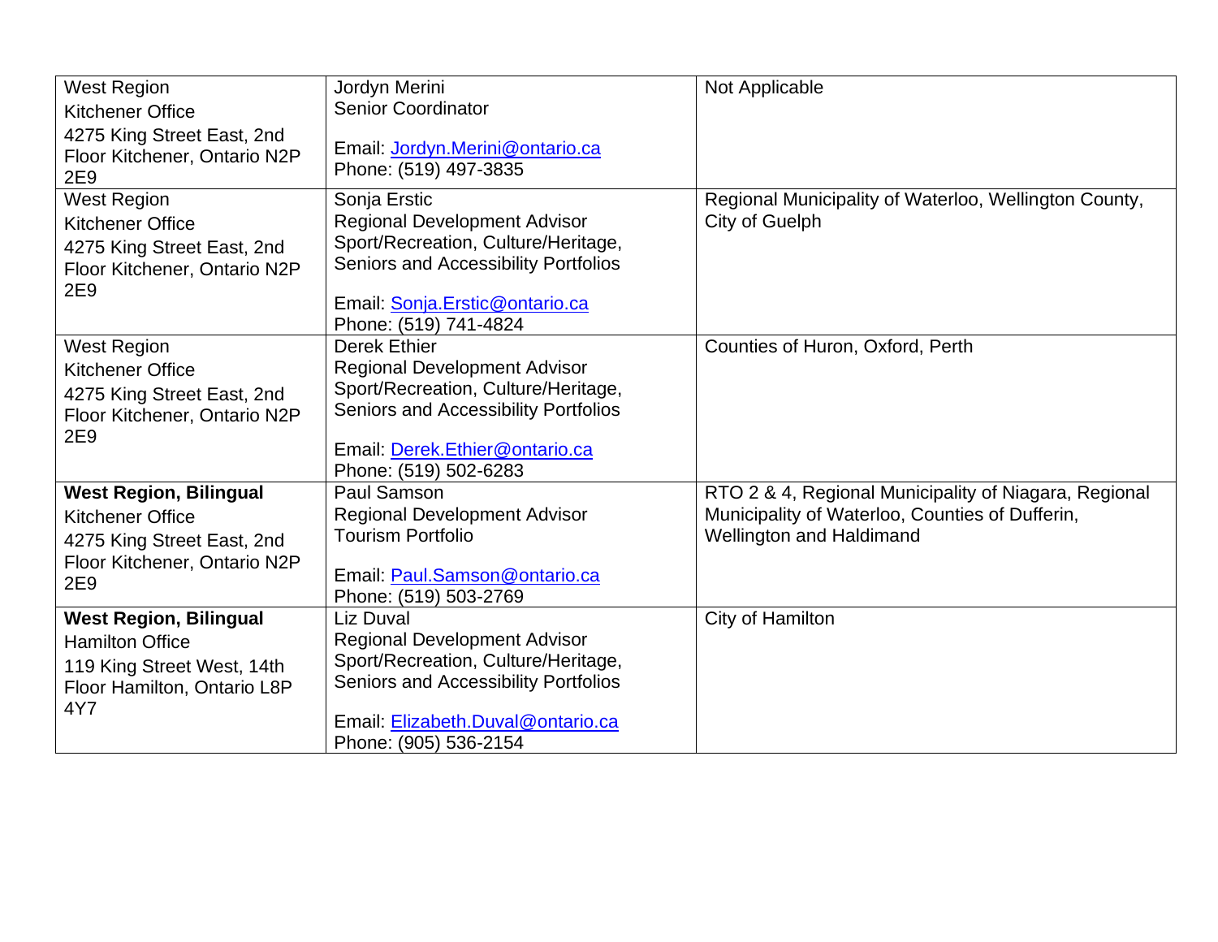| | | |
|---|---|---|
| West Region<br>Kitchener Office<br>4275 King Street East, 2nd Floor Kitchener, Ontario N2P 2E9 | Jordyn Merini<br>Senior Coordinator<br><br>Email: Jordyn.Merini@ontario.ca<br>Phone: (519) 497-3835 | Not Applicable |
| West Region<br>Kitchener Office<br>4275 King Street East, 2nd Floor Kitchener, Ontario N2P 2E9 | Sonja Erstic<br>Regional Development Advisor<br>Sport/Recreation, Culture/Heritage, Seniors and Accessibility Portfolios<br><br>Email: Sonja.Erstic@ontario.ca<br>Phone: (519) 741-4824 | Regional Municipality of Waterloo, Wellington County, City of Guelph |
| West Region<br>Kitchener Office<br>4275 King Street East, 2nd Floor Kitchener, Ontario N2P 2E9 | Derek Ethier<br>Regional Development Advisor<br>Sport/Recreation, Culture/Heritage, Seniors and Accessibility Portfolios<br><br>Email: Derek.Ethier@ontario.ca<br>Phone: (519) 502-6283 | Counties of Huron, Oxford, Perth |
| **West Region, Bilingual**<br>Kitchener Office<br>4275 King Street East, 2nd Floor Kitchener, Ontario N2P 2E9 | Paul Samson<br>Regional Development Advisor<br>Tourism Portfolio<br><br>Email: Paul.Samson@ontario.ca<br>Phone: (519) 503-2769 | RTO 2 & 4, Regional Municipality of Niagara, Regional Municipality of Waterloo, Counties of Dufferin, Wellington and Haldimand |
| **West Region, Bilingual**<br>Hamilton Office<br>119 King Street West, 14th Floor Hamilton, Ontario L8P 4Y7 | Liz Duval<br>Regional Development Advisor<br>Sport/Recreation, Culture/Heritage, Seniors and Accessibility Portfolios<br><br>Email: Elizabeth.Duval@ontario.ca<br>Phone: (905) 536-2154 | City of Hamilton |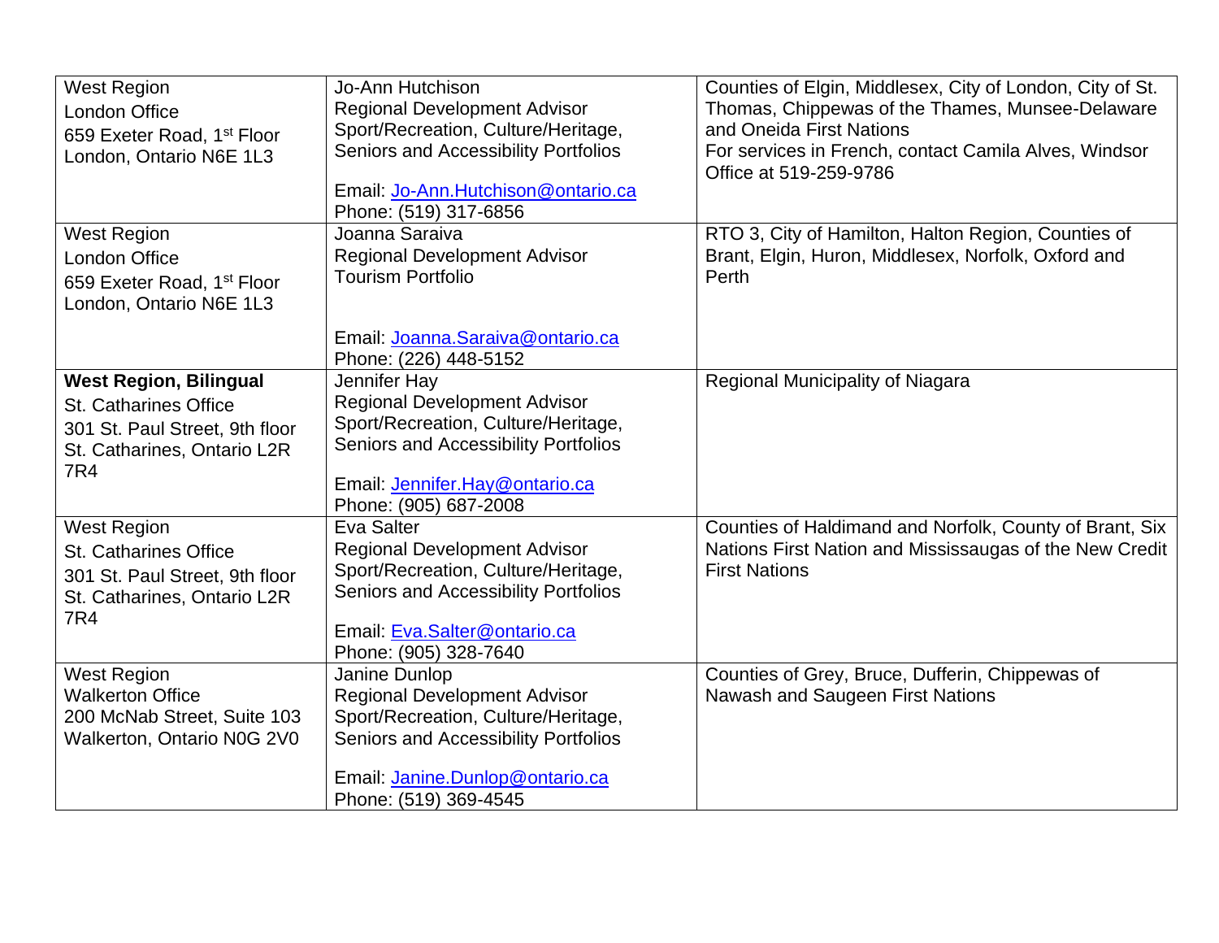| West Region<br>London Office<br>659 Exeter Road, 1st Floor<br>London, Ontario N6E 1L3 | Jo-Ann Hutchison<br>Regional Development Advisor<br>Sport/Recreation, Culture/Heritage, Seniors and Accessibility Portfolios<br><br>Email: Jo-Ann.Hutchison@ontario.ca<br>Phone: (519) 317-6856 | Counties of Elgin, Middlesex, City of London, City of St. Thomas, Chippewas of the Thames, Munsee-Delaware and Oneida First Nations<br>For services in French, contact Camila Alves, Windsor Office at 519-259-9786 |
|---|---|---|
| West Region<br>London Office<br>659 Exeter Road, 1st Floor<br>London, Ontario N6E 1L3 | Joanna Saraiva<br>Regional Development Advisor<br>Tourism Portfolio<br><br>Email: Joanna.Saraiva@ontario.ca<br>Phone: (226) 448-5152 | RTO 3, City of Hamilton, Halton Region, Counties of Brant, Elgin, Huron, Middlesex, Norfolk, Oxford and Perth |
| **West Region, Bilingual**<br>St. Catharines Office<br>301 St. Paul Street, 9th floor<br>St. Catharines, Ontario L2R 7R4 | Jennifer Hay<br>Regional Development Advisor<br>Sport/Recreation, Culture/Heritage, Seniors and Accessibility Portfolios<br><br>Email: Jennifer.Hay@ontario.ca<br>Phone: (905) 687-2008 | Regional Municipality of Niagara |
| West Region<br>St. Catharines Office<br>301 St. Paul Street, 9th floor<br>St. Catharines, Ontario L2R 7R4 | Eva Salter<br>Regional Development Advisor<br>Sport/Recreation, Culture/Heritage, Seniors and Accessibility Portfolios<br><br>Email: Eva.Salter@ontario.ca<br>Phone: (905) 328-7640 | Counties of Haldimand and Norfolk, County of Brant, Six Nations First Nation and Mississaugas of the New Credit First Nations |
| West Region<br>Walkerton Office<br>200 McNab Street, Suite 103<br>Walkerton, Ontario N0G 2V0 | Janine Dunlop<br>Regional Development Advisor<br>Sport/Recreation, Culture/Heritage, Seniors and Accessibility Portfolios<br><br>Email: Janine.Dunlop@ontario.ca<br>Phone: (519) 369-4545 | Counties of Grey, Bruce, Dufferin, Chippewas of Nawash and Saugeen First Nations |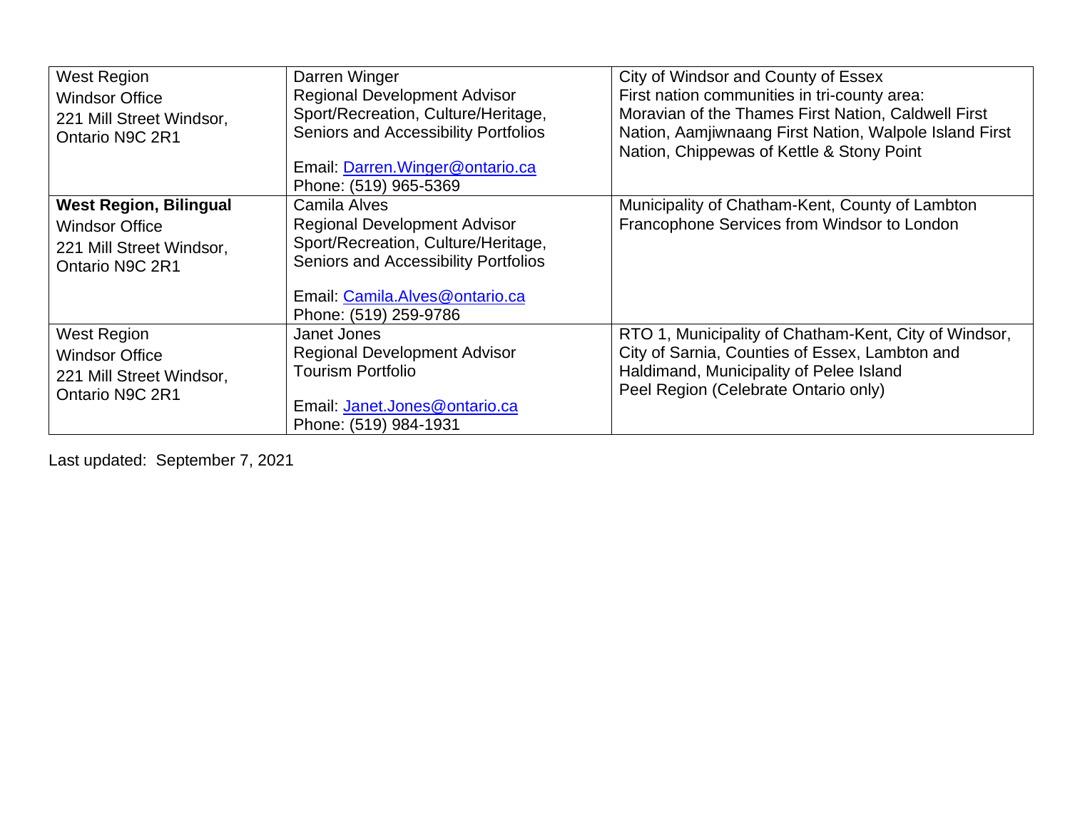| | | |
|---|---|---|
| West Region<br>Windsor Office<br>221 Mill Street Windsor, Ontario N9C 2R1 | Darren Winger<br>Regional Development Advisor<br>Sport/Recreation, Culture/Heritage, Seniors and Accessibility Portfolios<br><br>Email: Darren.Winger@ontario.ca<br>Phone: (519) 965-5369 | City of Windsor and County of Essex<br>First nation communities in tri-county area:<br>Moravian of the Thames First Nation, Caldwell First Nation, Aamjiwnaang First Nation, Walpole Island First Nation, Chippewas of Kettle & Stony Point |
| **West Region, Bilingual**<br>Windsor Office<br>221 Mill Street Windsor, Ontario N9C 2R1 | Camila Alves<br>Regional Development Advisor<br>Sport/Recreation, Culture/Heritage, Seniors and Accessibility Portfolios<br><br>Email: Camila.Alves@ontario.ca<br>Phone: (519) 259-9786 | Municipality of Chatham-Kent, County of Lambton<br>Francophone Services from Windsor to London |
| West Region<br>Windsor Office<br>221 Mill Street Windsor, Ontario N9C 2R1 | Janet Jones<br>Regional Development Advisor<br>Tourism Portfolio<br><br>Email: Janet.Jones@ontario.ca<br>Phone: (519) 984-1931 | RTO 1, Municipality of Chatham-Kent, City of Windsor, City of Sarnia, Counties of Essex, Lambton and Haldimand, Municipality of Pelee Island<br>Peel Region (Celebrate Ontario only) |

Last updated: September 7, 2021